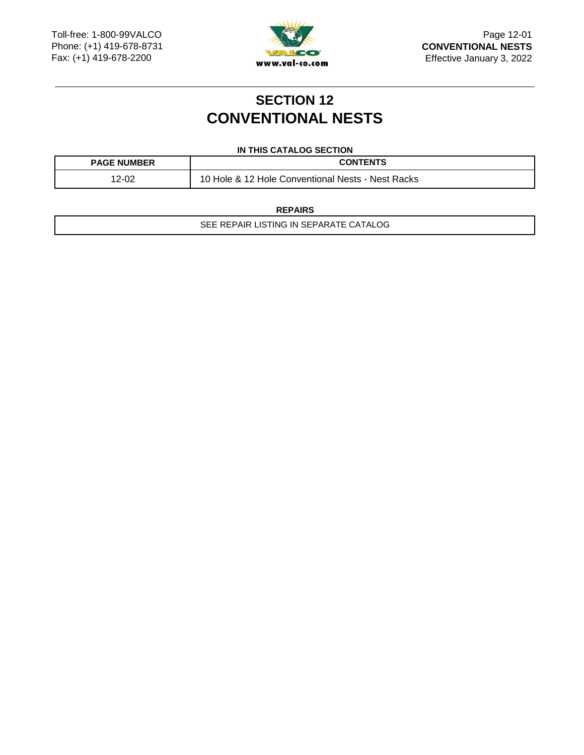# SECTION 12
# CONVENTIONAL NESTS

**IN THIS CATALOG SECTION**

| PAGE NUMBER | CONTENTS |
|---|---|
| 12-02 | 10 Hole & 12 Hole Conventional Nests - Nest Racks |

**REPAIRS**

| SEE REPAIR LISTING IN SEPARATE CATALOG |
|---|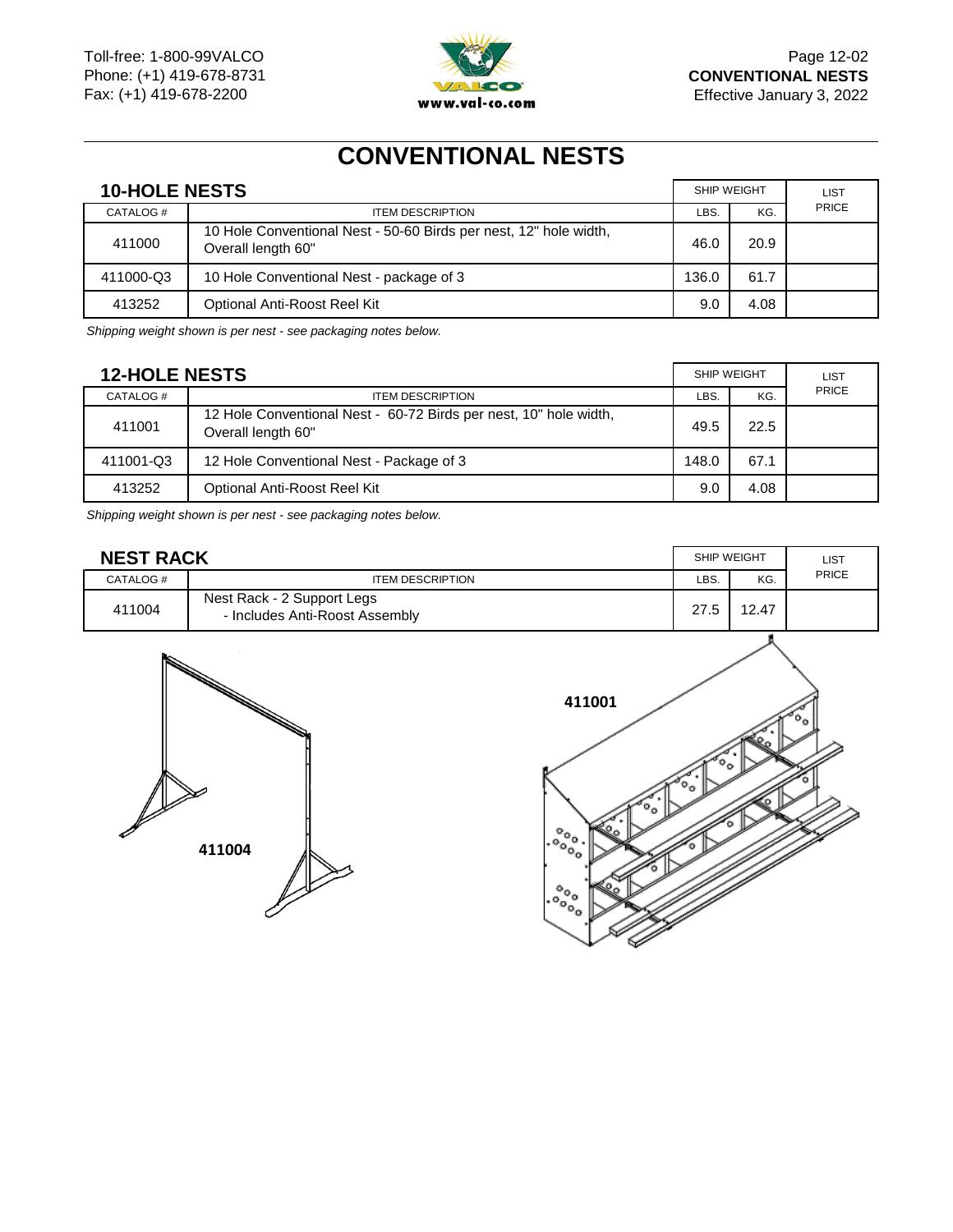Toll-free: 1-800-99VALCO
Phone: (+1) 419-678-8731
Fax: (+1) 419-678-2200

www.val-co.com

Page 12-02
**CONVENTIONAL NESTS**
Effective January 3, 2022

# CONVENTIONAL NESTS

## 10-HOLE NESTS

| CATALOG # | ITEM DESCRIPTION | SHIP WEIGHT LBS. | SHIP WEIGHT KG. | LIST PRICE |
|---|---|---|---|---|
| 411000 | 10 Hole Conventional Nest - 50-60 Birds per nest, 12" hole width, Overall length 60" | 46.0 | 20.9 | |
| 411000-Q3 | 10 Hole Conventional Nest - package of 3 | 136.0 | 61.7 | |
| 413252 | Optional Anti-Roost Reel Kit | 9.0 | 4.08 | |

*Shipping weight shown is per nest - see packaging notes below.*

## 12-HOLE NESTS

| CATALOG # | ITEM DESCRIPTION | SHIP WEIGHT LBS. | SHIP WEIGHT KG. | LIST PRICE |
|---|---|---|---|---|
| 411001 | 12 Hole Conventional Nest - 60-72 Birds per nest, 10" hole width, Overall length 60" | 49.5 | 22.5 | |
| 411001-Q3 | 12 Hole Conventional Nest - Package of 3 | 148.0 | 67.1 | |
| 413252 | Optional Anti-Roost Reel Kit | 9.0 | 4.08 | |

*Shipping weight shown is per nest - see packaging notes below.*

## NEST RACK

| CATALOG # | ITEM DESCRIPTION | SHIP WEIGHT LBS. | SHIP WEIGHT KG. | LIST PRICE |
|---|---|---|---|---|
| 411004 | Nest Rack - 2 Support Legs - Includes Anti-Roost Assembly | 27.5 | 12.47 | |

411004

411001